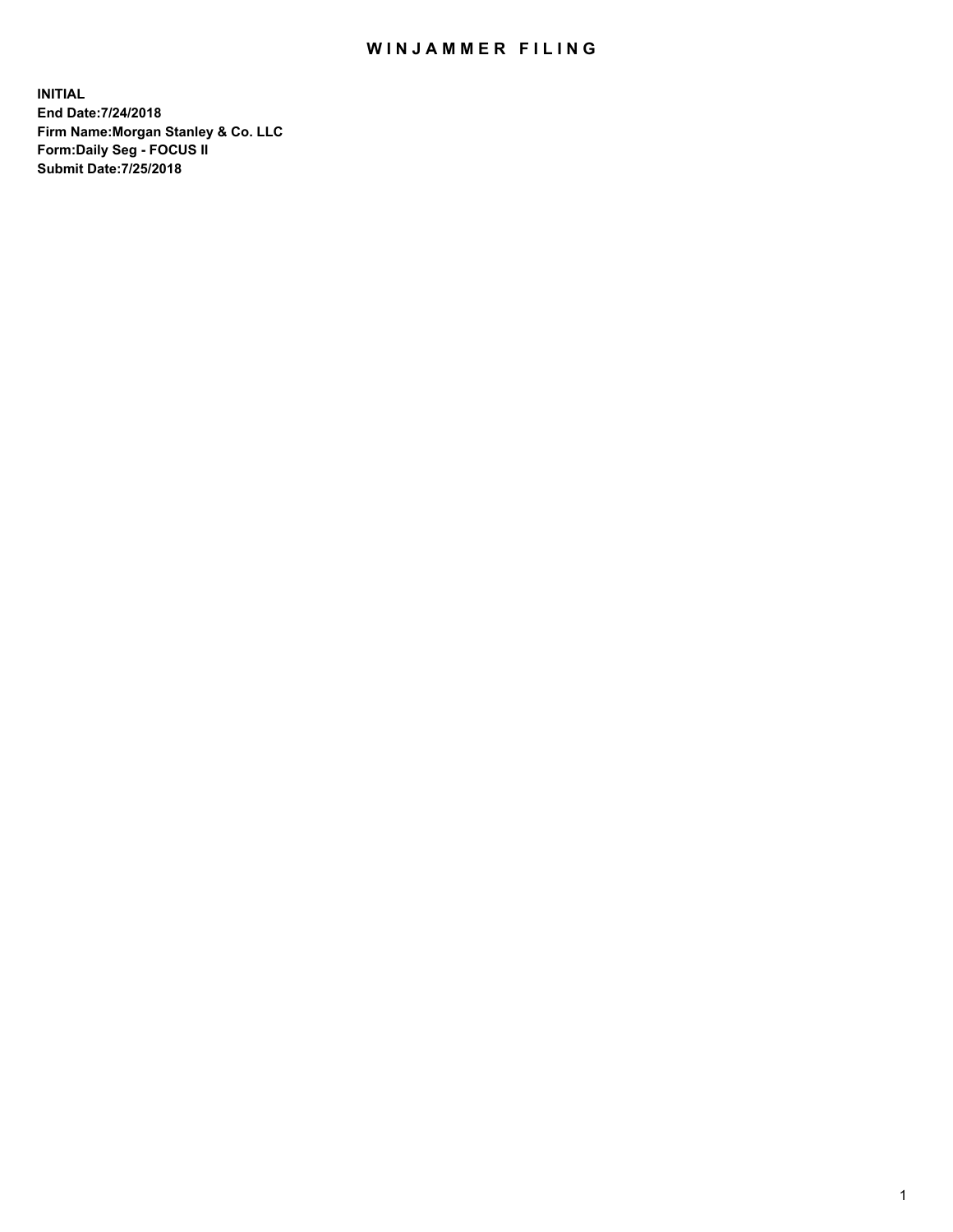# WINJAMMER FILING

**INITIAL**
**End Date:7/24/2018**
**Firm Name:Morgan Stanley & Co. LLC**
**Form:Daily Seg - FOCUS II**
**Submit Date:7/25/2018**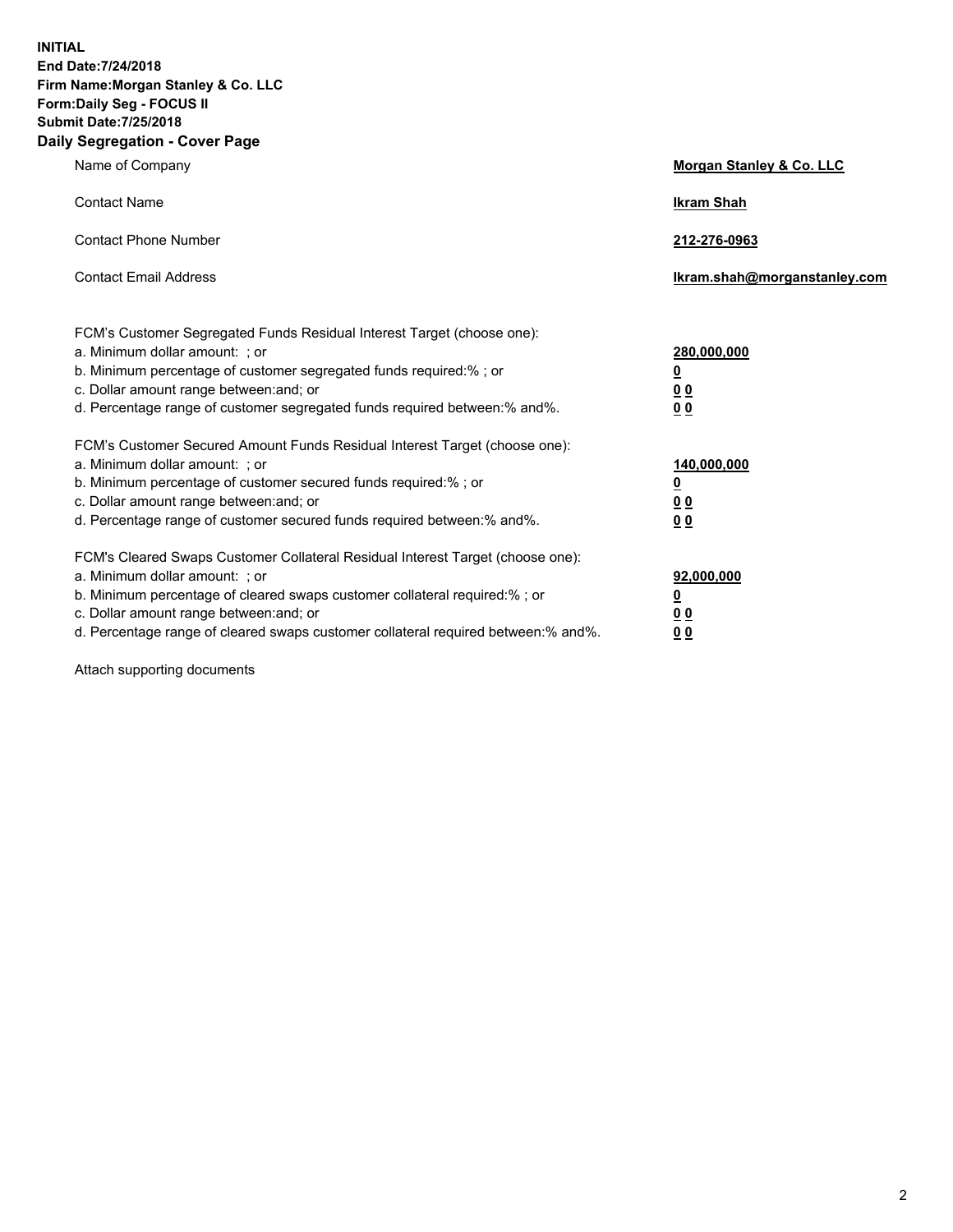**INITIAL**
**End Date:7/24/2018**
**Firm Name:Morgan Stanley & Co. LLC**
**Form:Daily Seg - FOCUS II**
**Submit Date:7/25/2018**

## Daily Segregation - Cover Page

| | |
|---|---|
| Name of Company | **Morgan Stanley & Co. LLC** |
| Contact Name | **Ikram Shah** |
| Contact Phone Number | **212-276-0963** |
| Contact Email Address | **Ikram.shah@morganstanley.com** |

| | |
|---|---|
| FCM's Customer Segregated Funds Residual Interest Target (choose one): | |
| a. Minimum dollar amount: ; or | **280,000,000** |
| b. Minimum percentage of customer segregated funds required:% ; or | **0** |
| c. Dollar amount range between:and; or | **0 0** |
| d. Percentage range of customer segregated funds required between:% and%. | **0 0** |

| | |
|---|---|
| FCM's Customer Secured Amount Funds Residual Interest Target (choose one): | |
| a. Minimum dollar amount: ; or | **140,000,000** |
| b. Minimum percentage of customer secured funds required:% ; or | **0** |
| c. Dollar amount range between:and; or | **0 0** |
| d. Percentage range of customer secured funds required between:% and%. | **0 0** |

| | |
|---|---|
| FCM's Cleared Swaps Customer Collateral Residual Interest Target (choose one): | |
| a. Minimum dollar amount: ; or | **92,000,000** |
| b. Minimum percentage of cleared swaps customer collateral required:% ; or | **0** |
| c. Dollar amount range between:and; or | **0 0** |
| d. Percentage range of cleared swaps customer collateral required between:% and%. | **0 0** |

Attach supporting documents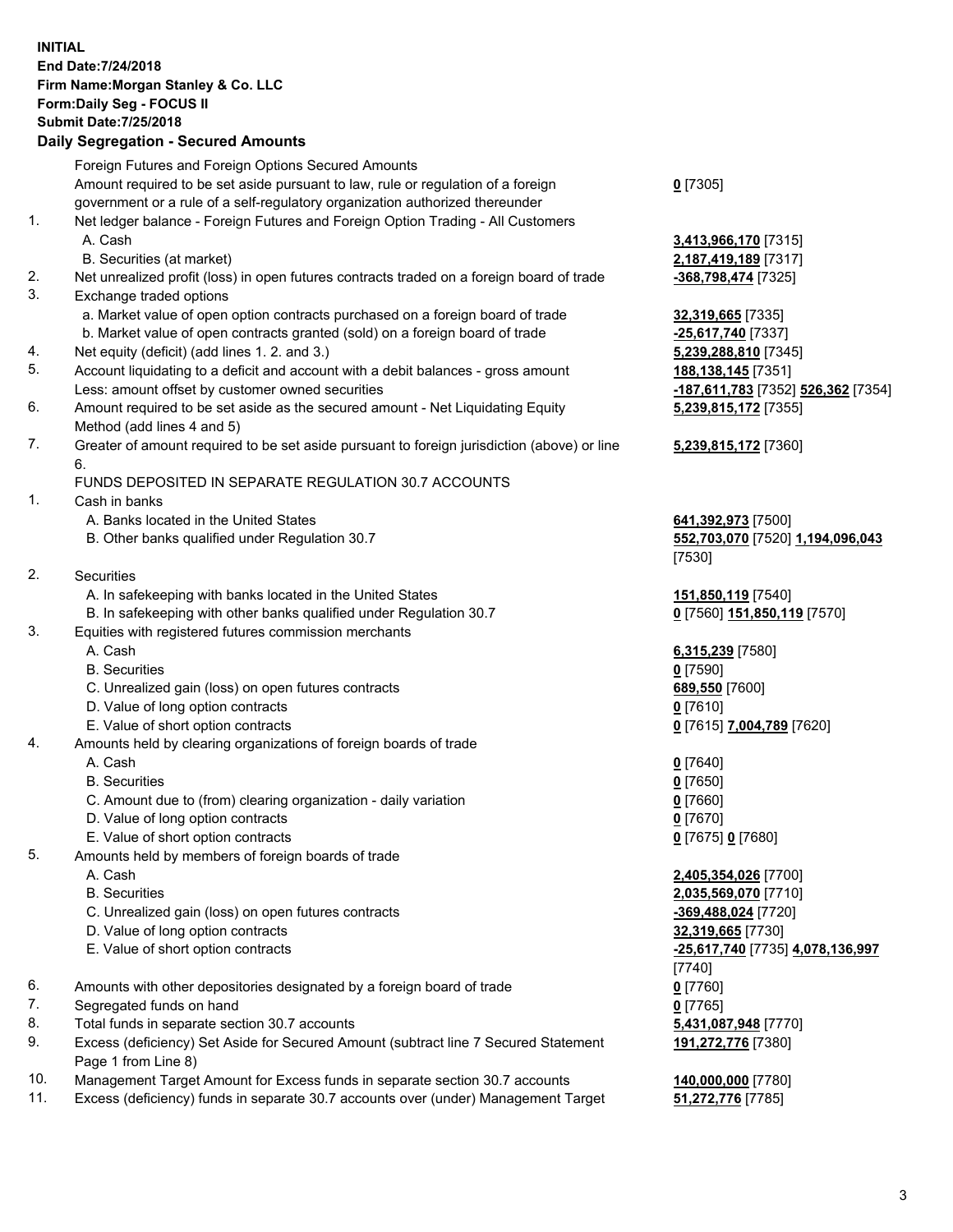**INITIAL**
**End Date:7/24/2018**
**Firm Name:Morgan Stanley & Co. LLC**
**Form:Daily Seg - FOCUS II**
**Submit Date:7/25/2018**

**Daily Segregation - Secured Amounts**

| | | |
|---|---|---|
| | Foreign Futures and Foreign Options Secured Amounts | |
| | Amount required to be set aside pursuant to law, rule or regulation of a foreign government or a rule of a self-regulatory organization authorized thereunder | **0** [7305] |
| 1. | Net ledger balance - Foreign Futures and Foreign Option Trading - All Customers | |
| | A. Cash | **3,413,966,170** [7315] |
| | B. Securities (at market) | **2,187,419,189** [7317] |
| 2. | Net unrealized profit (loss) in open futures contracts traded on a foreign board of trade | **-368,798,474** [7325] |
| 3. | Exchange traded options | |
| | a. Market value of open option contracts purchased on a foreign board of trade | **32,319,665** [7335] |
| | b. Market value of open contracts granted (sold) on a foreign board of trade | **-25,617,740** [7337] |
| 4. | Net equity (deficit) (add lines 1. 2. and 3.) | **5,239,288,810** [7345] |
| 5. | Account liquidating to a deficit and account with a debit balances - gross amount | **188,138,145** [7351] |
| | Less: amount offset by customer owned securities | **-187,611,783** [7352] **526,362** [7354] |
| 6. | Amount required to be set aside as the secured amount - Net Liquidating Equity Method (add lines 4 and 5) | **5,239,815,172** [7355] |
| 7. | Greater of amount required to be set aside pursuant to foreign jurisdiction (above) or line 6. | **5,239,815,172** [7360] |
| | FUNDS DEPOSITED IN SEPARATE REGULATION 30.7 ACCOUNTS | |
| 1. | Cash in banks | |
| | A. Banks located in the United States | **641,392,973** [7500] |
| | B. Other banks qualified under Regulation 30.7 | **552,703,070** [7520] **1,194,096,043** [7530] |
| 2. | Securities | |
| | A. In safekeeping with banks located in the United States | **151,850,119** [7540] |
| | B. In safekeeping with other banks qualified under Regulation 30.7 | **0** [7560] **151,850,119** [7570] |
| 3. | Equities with registered futures commission merchants | |
| | A. Cash | **6,315,239** [7580] |
| | B. Securities | **0** [7590] |
| | C. Unrealized gain (loss) on open futures contracts | **689,550** [7600] |
| | D. Value of long option contracts | **0** [7610] |
| | E. Value of short option contracts | **0** [7615] **7,004,789** [7620] |
| 4. | Amounts held by clearing organizations of foreign boards of trade | |
| | A. Cash | **0** [7640] |
| | B. Securities | **0** [7650] |
| | C. Amount due to (from) clearing organization - daily variation | **0** [7660] |
| | D. Value of long option contracts | **0** [7670] |
| | E. Value of short option contracts | **0** [7675] **0** [7680] |
| 5. | Amounts held by members of foreign boards of trade | |
| | A. Cash | **2,405,354,026** [7700] |
| | B. Securities | **2,035,569,070** [7710] |
| | C. Unrealized gain (loss) on open futures contracts | **-369,488,024** [7720] |
| | D. Value of long option contracts | **32,319,665** [7730] |
| | E. Value of short option contracts | **-25,617,740** [7735] **4,078,136,997** [7740] |
| 6. | Amounts with other depositories designated by a foreign board of trade | **0** [7760] |
| 7. | Segregated funds on hand | **0** [7765] |
| 8. | Total funds in separate section 30.7 accounts | **5,431,087,948** [7770] |
| 9. | Excess (deficiency) Set Aside for Secured Amount (subtract line 7 Secured Statement Page 1 from Line 8) | **191,272,776** [7380] |
| 10. | Management Target Amount for Excess funds in separate section 30.7 accounts | **140,000,000** [7780] |
| 11. | Excess (deficiency) funds in separate 30.7 accounts over (under) Management Target | **51,272,776** [7785] |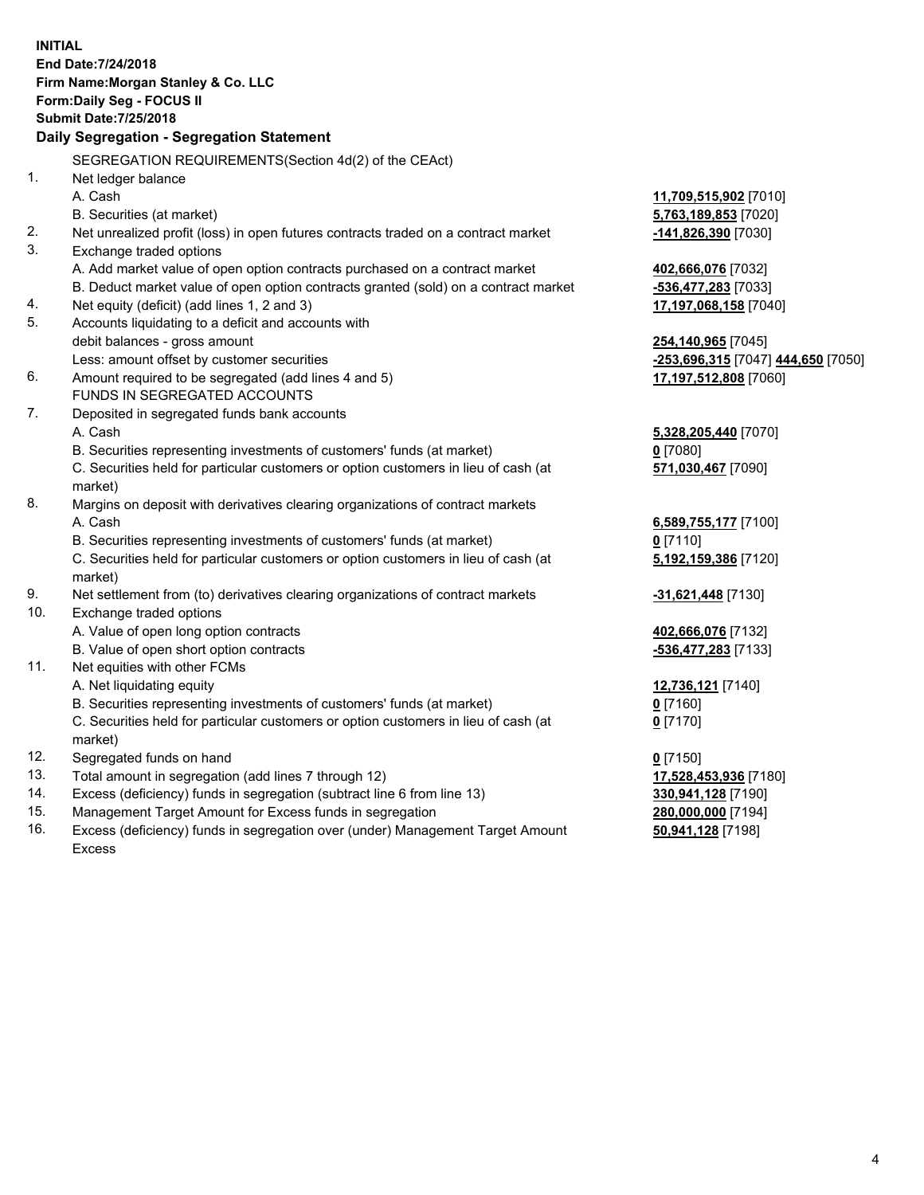**INITIAL**
**End Date:7/24/2018**
**Firm Name:Morgan Stanley & Co. LLC**
**Form:Daily Seg - FOCUS II**
**Submit Date:7/25/2018**

**Daily Segregation - Segregation Statement**

SEGREGATION REQUIREMENTS(Section 4d(2) of the CEAct)

| | | | |
|---|---|---|---|
| 1. | Net ledger balance | | |
| | A. Cash | **11,709,515,902** [7010] | |
| | B. Securities (at market) | **5,763,189,853** [7020] | |
| 2. | Net unrealized profit (loss) in open futures contracts traded on a contract market | **-141,826,390** [7030] | |
| 3. | Exchange traded options | | |
| | A. Add market value of open option contracts purchased on a contract market | **402,666,076** [7032] | |
| | B. Deduct market value of open option contracts granted (sold) on a contract market | **-536,477,283** [7033] | |
| 4. | Net equity (deficit) (add lines 1, 2 and 3) | **17,197,068,158** [7040] | |
| 5. | Accounts liquidating to a deficit and accounts with | | |
| | debit balances - gross amount | **254,140,965** [7045] | |
| | Less: amount offset by customer securities | **-253,696,315** [7047] | **444,650** [7050] |
| 6. | Amount required to be segregated (add lines 4 and 5) | **17,197,512,808** [7060] | |
| | FUNDS IN SEGREGATED ACCOUNTS | | |
| 7. | Deposited in segregated funds bank accounts | | |
| | A. Cash | **5,328,205,440** [7070] | |
| | B. Securities representing investments of customers' funds (at market) | **0** [7080] | |
| | C. Securities held for particular customers or option customers in lieu of cash (at market) | **571,030,467** [7090] | |
| 8. | Margins on deposit with derivatives clearing organizations of contract markets | | |
| | A. Cash | **6,589,755,177** [7100] | |
| | B. Securities representing investments of customers' funds (at market) | **0** [7110] | |
| | C. Securities held for particular customers or option customers in lieu of cash (at market) | **5,192,159,386** [7120] | |
| 9. | Net settlement from (to) derivatives clearing organizations of contract markets | **-31,621,448** [7130] | |
| 10. | Exchange traded options | | |
| | A. Value of open long option contracts | **402,666,076** [7132] | |
| | B. Value of open short option contracts | **-536,477,283** [7133] | |
| 11. | Net equities with other FCMs | | |
| | A. Net liquidating equity | **12,736,121** [7140] | |
| | B. Securities representing investments of customers' funds (at market) | **0** [7160] | |
| | C. Securities held for particular customers or option customers in lieu of cash (at market) | **0** [7170] | |
| 12. | Segregated funds on hand | **0** [7150] | |
| 13. | Total amount in segregation (add lines 7 through 12) | **17,528,453,936** [7180] | |
| 14. | Excess (deficiency) funds in segregation (subtract line 6 from line 13) | **330,941,128** [7190] | |
| 15. | Management Target Amount for Excess funds in segregation | **280,000,000** [7194] | |
| 16. | Excess (deficiency) funds in segregation over (under) Management Target Amount Excess | **50,941,128** [7198] | |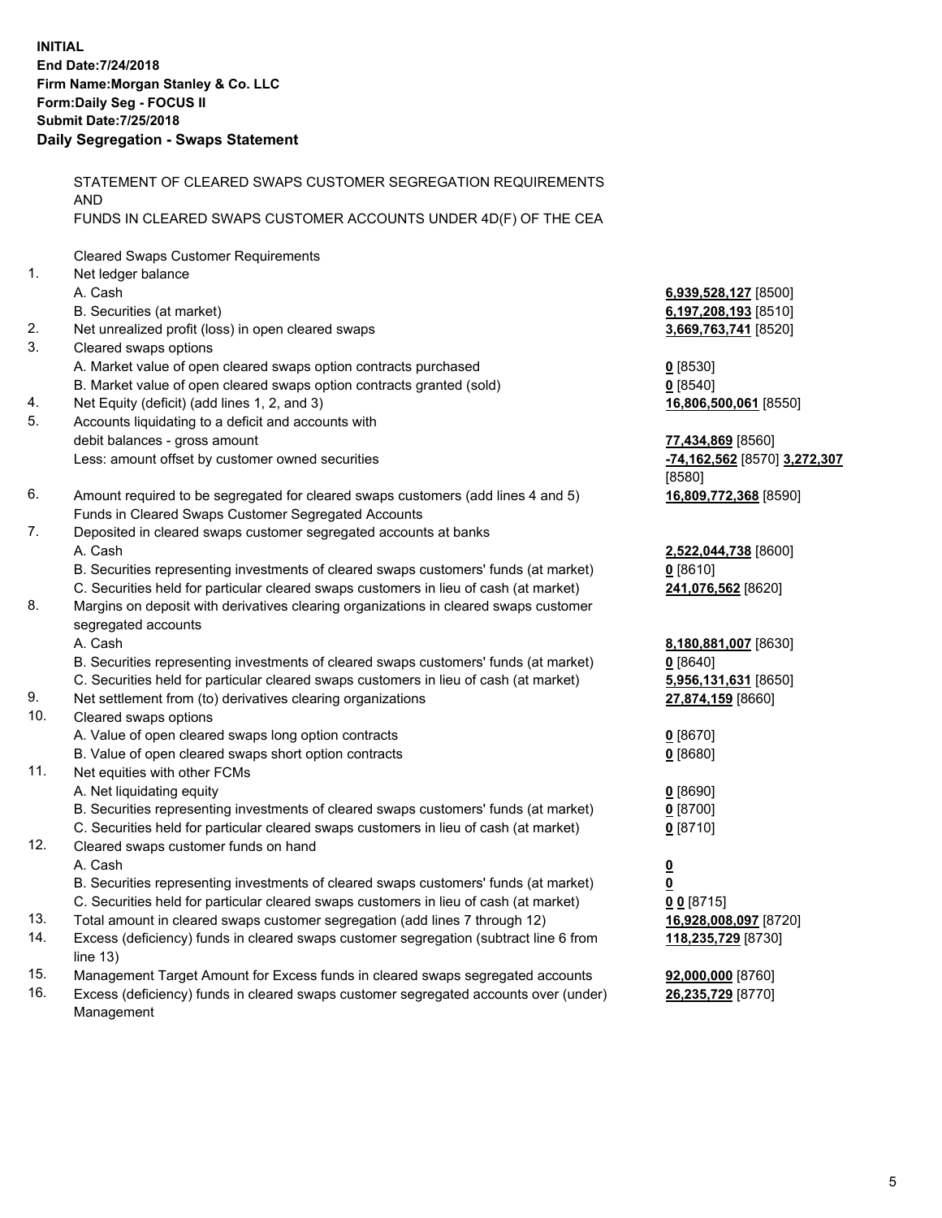**INITIAL**
**End Date:7/24/2018**
**Firm Name:Morgan Stanley & Co. LLC**
**Form:Daily Seg - FOCUS II**
**Submit Date:7/25/2018**
**Daily Segregation - Swaps Statement**

STATEMENT OF CLEARED SWAPS CUSTOMER SEGREGATION REQUIREMENTS AND FUNDS IN CLEARED SWAPS CUSTOMER ACCOUNTS UNDER 4D(F) OF THE CEA

| | | |
|---|---|---|
| | Cleared Swaps Customer Requirements | |
| 1. | Net ledger balance | |
| | A. Cash | **6,939,528,127** [8500] |
| | B. Securities (at market) | **6,197,208,193** [8510] |
| 2. | Net unrealized profit (loss) in open cleared swaps | **3,669,763,741** [8520] |
| 3. | Cleared swaps options | |
| | A. Market value of open cleared swaps option contracts purchased | **0** [8530] |
| | B. Market value of open cleared swaps option contracts granted (sold) | **0** [8540] |
| 4. | Net Equity (deficit) (add lines 1, 2, and 3) | **16,806,500,061** [8550] |
| 5. | Accounts liquidating to a deficit and accounts with debit balances - gross amount | **77,434,869** [8560] |
| | Less: amount offset by customer owned securities | **-74,162,562** [8570] **3,272,307** [8580] |
| 6. | Amount required to be segregated for cleared swaps customers (add lines 4 and 5) | **16,809,772,368** [8590] |
| | Funds in Cleared Swaps Customer Segregated Accounts | |
| 7. | Deposited in cleared swaps customer segregated accounts at banks | |
| | A. Cash | **2,522,044,738** [8600] |
| | B. Securities representing investments of cleared swaps customers' funds (at market) | **0** [8610] |
| | C. Securities held for particular cleared swaps customers in lieu of cash (at market) | **241,076,562** [8620] |
| 8. | Margins on deposit with derivatives clearing organizations in cleared swaps customer segregated accounts | |
| | A. Cash | **8,180,881,007** [8630] |
| | B. Securities representing investments of cleared swaps customers' funds (at market) | **0** [8640] |
| | C. Securities held for particular cleared swaps customers in lieu of cash (at market) | **5,956,131,631** [8650] |
| 9. | Net settlement from (to) derivatives clearing organizations | **27,874,159** [8660] |
| 10. | Cleared swaps options | |
| | A. Value of open cleared swaps long option contracts | **0** [8670] |
| | B. Value of open cleared swaps short option contracts | **0** [8680] |
| 11. | Net equities with other FCMs | |
| | A. Net liquidating equity | **0** [8690] |
| | B. Securities representing investments of cleared swaps customers' funds (at market) | **0** [8700] |
| | C. Securities held for particular cleared swaps customers in lieu of cash (at market) | **0** [8710] |
| 12. | Cleared swaps customer funds on hand | |
| | A. Cash | **0** |
| | B. Securities representing investments of cleared swaps customers' funds (at market) | **0** |
| | C. Securities held for particular cleared swaps customers in lieu of cash (at market) | **0** **0** [8715] |
| 13. | Total amount in cleared swaps customer segregation (add lines 7 through 12) | **16,928,008,097** [8720] |
| 14. | Excess (deficiency) funds in cleared swaps customer segregation (subtract line 6 from line 13) | **118,235,729** [8730] |
| 15. | Management Target Amount for Excess funds in cleared swaps segregated accounts | **92,000,000** [8760] |
| 16. | Excess (deficiency) funds in cleared swaps customer segregated accounts over (under) Management | **26,235,729** [8770] |